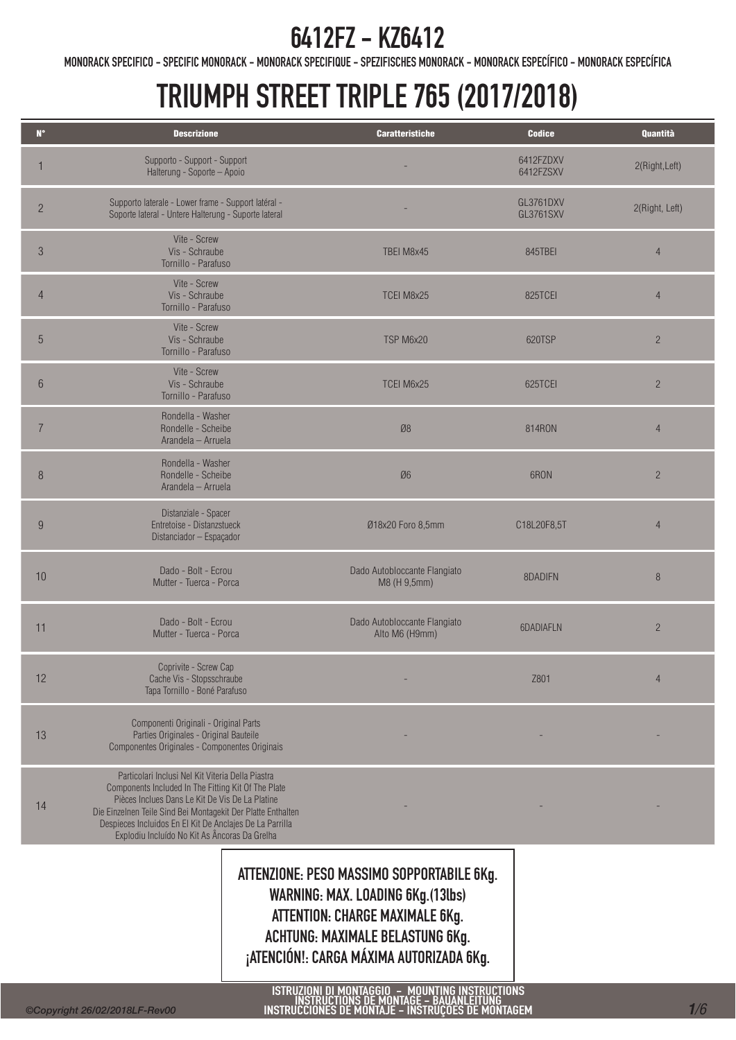# 6412FZ - KZ6412

MONORACK SPECIFICO - SPECIFIC MONORACK - MONORACK SPECIFIQUE - SPEZIFISCHES MONORACK - MONORACK ESPECÍFICO - MONORACK ESPECÍFICA

# TRIUMPH STREET TRIPLE 765 (2017/2018)

| N° | Descrizione | Caratteristiche | Codice | Quantità |
|---|---|---|---|---|
| 1 | Supporto - Support - Support<br>Halterung - Soporte – Apoio | - | 6412FZDXV<br>6412FZSXV | 2(Right,Left) |
| 2 | Supporto laterale - Lower frame - Support latéral -<br>Soporte lateral - Untere Halterung - Suporte lateral | - | GL3761DXV<br>GL3761SXV | 2(Right, Left) |
| 3 | Vite - Screw<br>Vis - Schraube<br>Tornillo - Parafuso | TBEI M8x45 | 845TBEI | 4 |
| 4 | Vite - Screw<br>Vis - Schraube<br>Tornillo - Parafuso | TCEI M8x25 | 825TCEI | 4 |
| 5 | Vite - Screw<br>Vis - Schraube<br>Tornillo - Parafuso | TSP M6x20 | 620TSP | 2 |
| 6 | Vite - Screw<br>Vis - Schraube<br>Tornillo - Parafuso | TCEI M6x25 | 625TCEI | 2 |
| 7 | Rondella - Washer<br>Rondelle - Scheibe<br>Arandela – Arruela | Ø8 | 814RON | 4 |
| 8 | Rondella - Washer<br>Rondelle - Scheibe<br>Arandela – Arruela | Ø6 | 6RON | 2 |
| 9 | Distanziale - Spacer<br>Entretoise - Distanzstueck<br>Distanciador – Espaçador | Ø18x20 Foro 8,5mm | C18L20F8,5T | 4 |
| 10 | Dado - Bolt - Ecrou<br>Mutter - Tuerca - Porca | Dado Autobloccante Flangiato<br>M8 (H 9,5mm) | 8DADIFN | 8 |
| 11 | Dado - Bolt - Ecrou<br>Mutter - Tuerca - Porca | Dado Autobloccante Flangiato<br>Alto M6 (H9mm) | 6DADIAFLN | 2 |
| 12 | Coprivite - Screw Cap<br>Cache Vis - Stopsschraube<br>Tapa Tornillo - Boné Parafuso | - | Z801 | 4 |
| 13 | Componenti Originali - Original Parts<br>Parties Originales - Original Bauteile<br>Componentes Originales - Componentes Originais | - | - | - |
| 14 | Particolari Inclusi Nel Kit Viteria Della Piastra<br>Components Included In The Fitting Kit Of The Plate<br>Pièces Inclues Dans Le Kit De Vis De La Platine<br>Die Einzelnen Teile Sind Bei Montagekit Der Platte Enthalten<br>Despieces Incluidos En El Kit De Anclajes De La Parrilla<br>Explodiu Incluído No Kit As Âncoras Da Grelha | - | - | - |

**ATTENZIONE: PESO MASSIMO SOPPORTABILE 6Kg.**
**WARNING: MAX. LOADING 6Kg.(13lbs)**
**ATTENTION: CHARGE MAXIMALE 6Kg.**
**ACHTUNG: MAXIMALE BELASTUNG 6Kg.**
**¡ATENCIÓN!: CARGA MÁXIMA AUTORIZADA 6Kg.**

ISTRUZIONI DI MONTAGGIO – MOUNTING INSTRUCTIONS
INSTRUCTIONS DE MONTAGE – BAUANLEITUNG
INSTRUCCIONES DE MONTAJE – INSTRUÇÕES DE MONTAGEM

*©Copyright 26/02/2018LF-Rev00*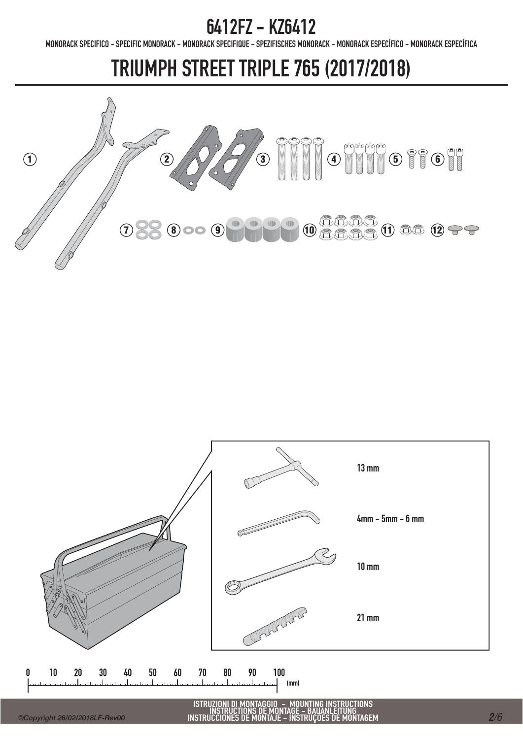# 6412FZ - KZ6412

MONORACK SPECIFICO - SPECIFIC MONORACK - MONORACK SPECIFIQUE - SPEZIFISCHES MONORACK - MONORACK ESPECÍFICO - MONORACK ESPECÍFICA

# TRIUMPH STREET TRIPLE 765 (2017/2018)

1 2 3 4 5 6

7 8 9 10 11 12

13 mm

4mm - 5mm - 6 mm

10 mm

21 mm

0 10 20 30 40 50 60 70 80 90 100 (mm)

ISTRUZIONI DI MONTAGGIO - MOUNTING INSTRUCTIONS
INSTRUCTIONS DE MONTAGE - BAUANLEITUNG
INSTRUCCIONES DE MONTAJE - INSTRUÇOES DE MONTAGEM

©Copyright 26/02/2018LF-Rev00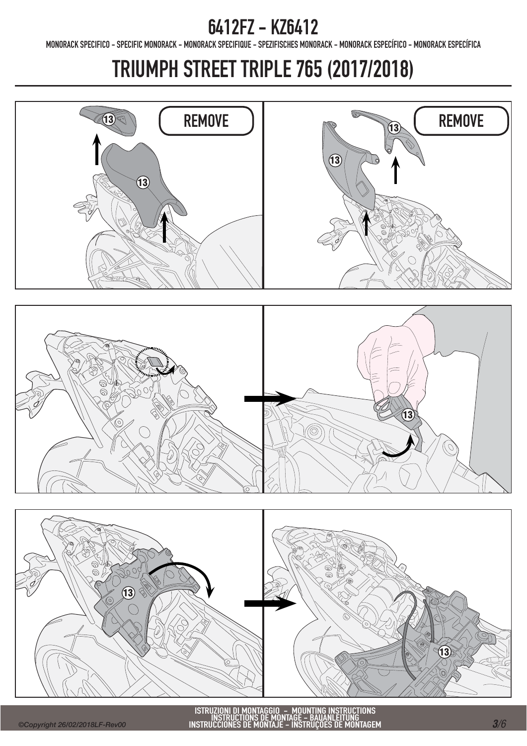# 6412FZ - KZ6412

MONORACK SPECIFICO - SPECIFIC MONORACK - MONORACK SPECIFIQUE - SPEZIFISCHES MONORACK - MONORACK ESPECÍFICO - MONORACK ESPECÍFICA

# TRIUMPH STREET TRIPLE 765 (2017/2018)

13

REMOVE

13

13

13

REMOVE

13

13

13

13

ISTRUZIONI DI MONTAGGIO – MOUNTING INSTRUCTIONS
INSTRUCTIONS DE MONTAGE – BAUANLEITUNG
INSTRUCCIONES DE MONTAJE – INSTRUÇÕES DE MONTAGEM

©Copyright 26/02/2018LF-Rev00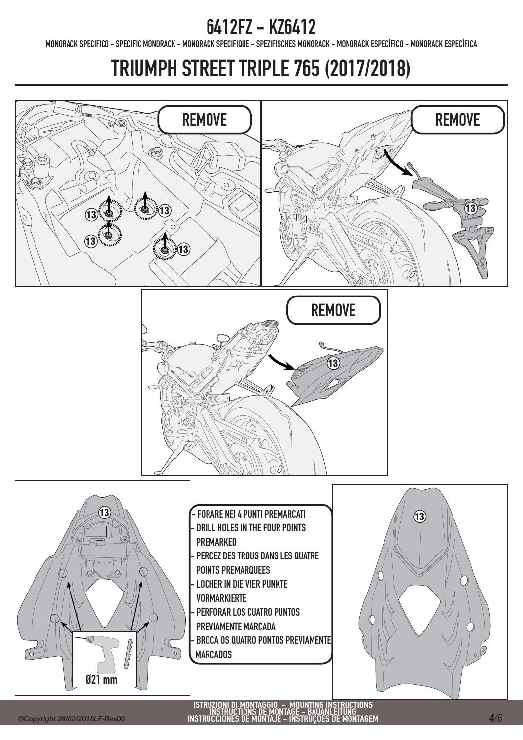# 6412FZ - KZ6412

MONORACK SPECIFICO - SPECIFIC MONORACK - MONORACK SPECIFIQUE - SPEZIFISCHES MONORACK - MONORACK ESPECÍFICO - MONORACK ESPECÍFICA

# TRIUMPH STREET TRIPLE 765 (2017/2018)

REMOVE

13

REMOVE

REMOVE

- FORARE NEI 4 PUNTI PREMARCATI
- DRILL HOLES IN THE FOUR POINTS PREMARKED
- PERCEZ DES TROUS DANS LES QUATRE POINTS PREMARQUEES
- LOCHER IN DIE VIER PUNKTE VORMARKIERTE
- PERFORAR LOS CUATRO PUNTOS PREVIAMENTE MARCADA
- BROCA OS QUATRO PONTOS PREVIAMENTE MARCADOS

Ø21 mm

ISTRUZIONI DI MONTAGGIO - MOUNTING INSTRUCTIONS
INSTRUCTIONS DE MONTAGE - BAUANLEITUNG
INSTRUCCIONES DE MONTAJE - INSTRUÇOES DE MONTAGEM

©Copyright 26/02/2018LF-Rev00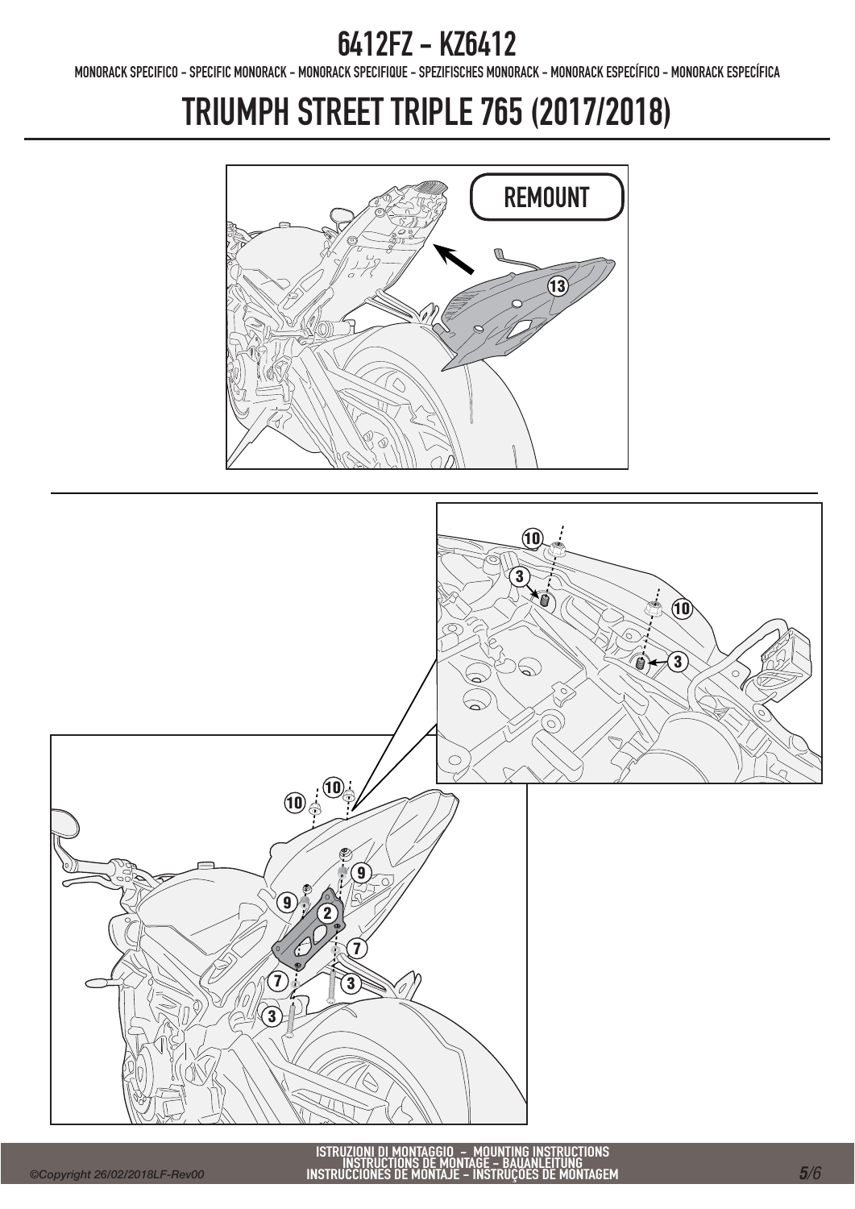# 6412FZ - KZ6412

MONORACK SPECIFICO - SPECIFIC MONORACK - MONORACK SPECIFIQUE - SPEZIFISCHES MONORACK - MONORACK ESPECÍFICO - MONORACK ESPECÍFICA

# TRIUMPH STREET TRIPLE 765 (2017/2018)

REMOUNT

13

10

3

10

3

10

10

9

9

2

7

7

3

3

ISTRUZIONI DI MONTAGGIO - MOUNTING INSTRUCTIONS
INSTRUCTIONS DE MONTAGE - BAUANLEITUNG
INSTRUCCIONES DE MONTAJE - INSTRUÇÕES DE MONTAGEM

©Copyright 26/02/2018LF-Rev00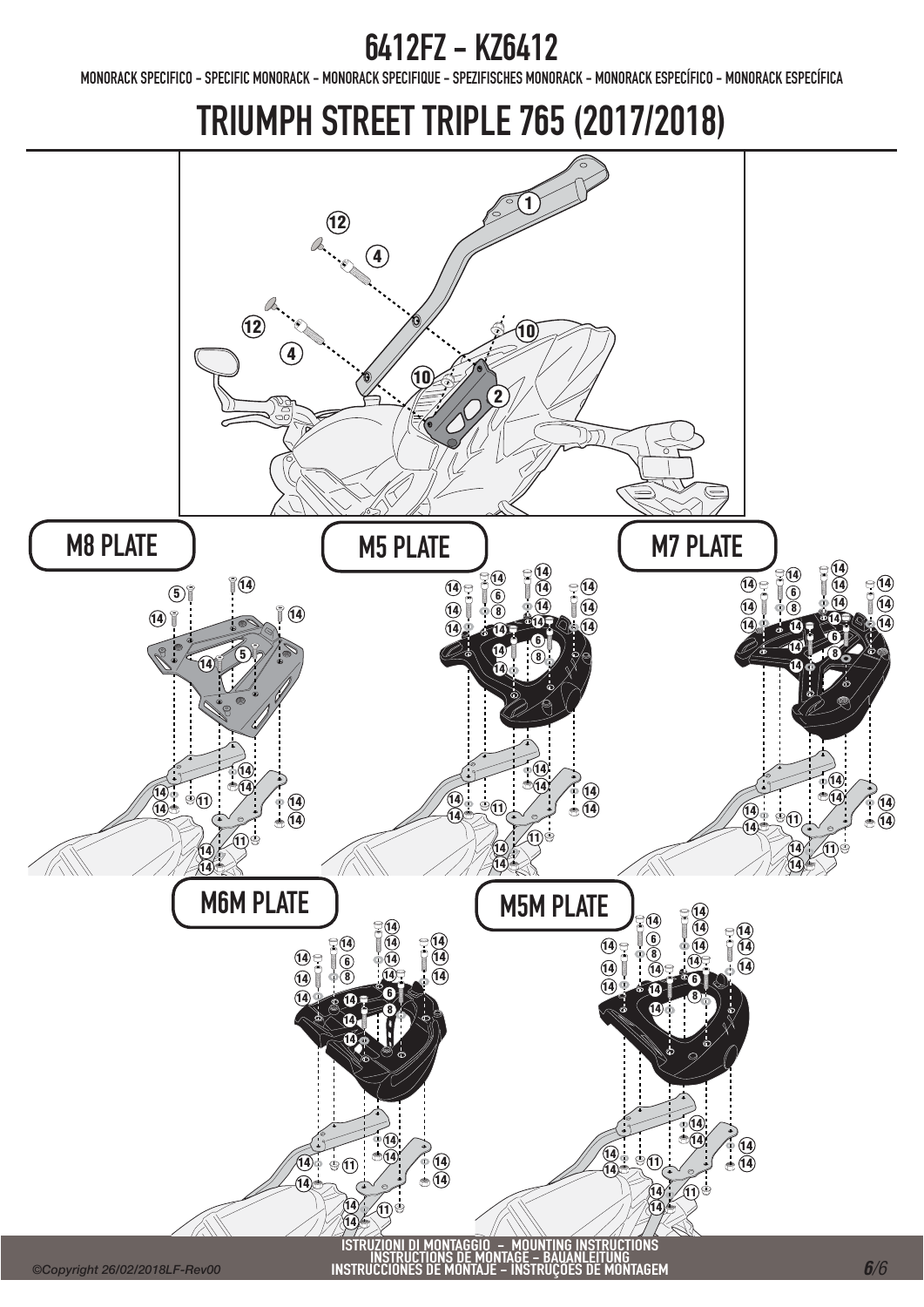# 6412FZ - KZ6412

MONORACK SPECIFICO - SPECIFIC MONORACK - MONORACK SPECIFIQUE - SPEZIFISCHES MONORACK - MONORACK ESPECÍFICO - MONORACK ESPECÍFICA

# TRIUMPH STREET TRIPLE 765 (2017/2018)

1
12
4
12
4
10
10
2

M8 PLATE

5
14
14
5
14
14
14
14
14
11
14
14
14
11
14
14

M5 PLATE

14
14
6
8
14
14
14
14
14
14
14
6
8
14
14
14
14
14
14
14
11
14
14
14
11
14
14

M7 PLATE

14
14
6
8
14
14
14
14
14
14
14
6
8
14
14
14
14
14
14
14
11
14
14
14
11
14
14

M6M PLATE

14
14
6
8
14
14
14
14
14
14
14
6
8
14
14
14
14
14
14
14
11
14
14
14
11
14
14

M5M PLATE

14
14
6
8
14
14
14
14
14
14
14
6
8
14
14
14
14
14
14
14
11
14
14
14
11
14
14

ISTRUZIONI DI MONTAGGIO – MOUNTING INSTRUCTIONS
INSTRUCTIONS DE MONTAGE – BAUANLEITUNG
INSTRUCCIONES DE MONTAJE – INSTRUÇÕES DE MONTAGEM

*©Copyright 26/02/2018LF-Rev00*